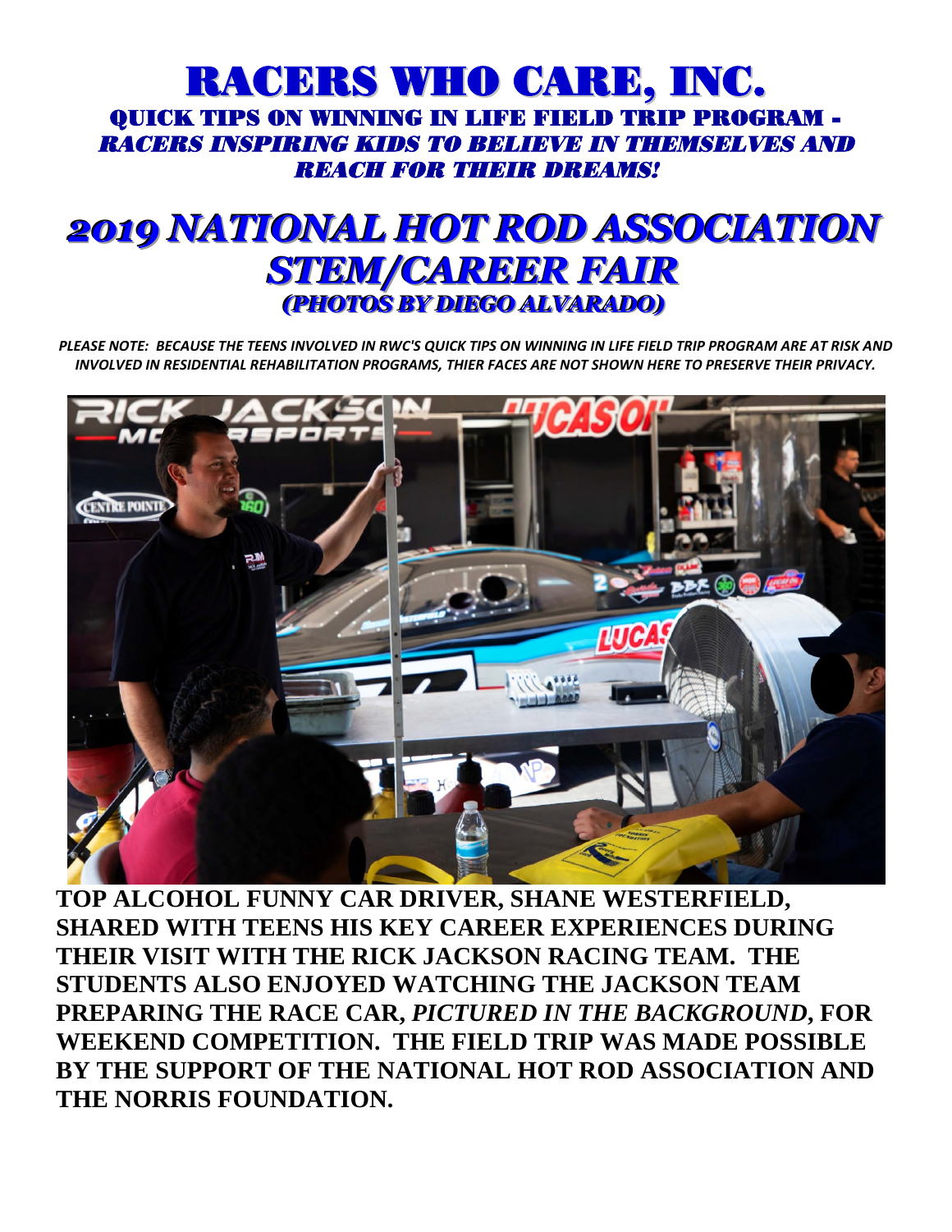# RACERS WHO CARE, INC.

## QUICK TIPS ON WINNING IN LIFE FIELD TRIP PROGRAM - *RACERS INSPIRING KIDS TO BELIEVE IN THEMSELVES AND REACH FOR THEIR DREAMS!*

# *2019 NATIONAL HOT ROD ASSOCIATION STEM/CAREER FAIR*

### *(PHOTOS BY DIEGO ALVARADO)*

***PLEASE NOTE: BECAUSE THE TEENS INVOLVED IN RWC'S QUICK TIPS ON WINNING IN LIFE FIELD TRIP PROGRAM ARE AT RISK AND INVOLVED IN RESIDENTIAL REHABILITATION PROGRAMS, THIER FACES ARE NOT SHOWN HERE TO PRESERVE THEIR PRIVACY.***

**TOP ALCOHOL FUNNY CAR DRIVER, SHANE WESTERFIELD, SHARED WITH TEENS HIS KEY CAREER EXPERIENCES DURING THEIR VISIT WITH THE RICK JACKSON RACING TEAM. THE STUDENTS ALSO ENJOYED WATCHING THE JACKSON TEAM PREPARING THE RACE CAR, *PICTURED IN THE BACKGROUND*, FOR WEEKEND COMPETITION. THE FIELD TRIP WAS MADE POSSIBLE BY THE SUPPORT OF THE NATIONAL HOT ROD ASSOCIATION AND THE NORRIS FOUNDATION.**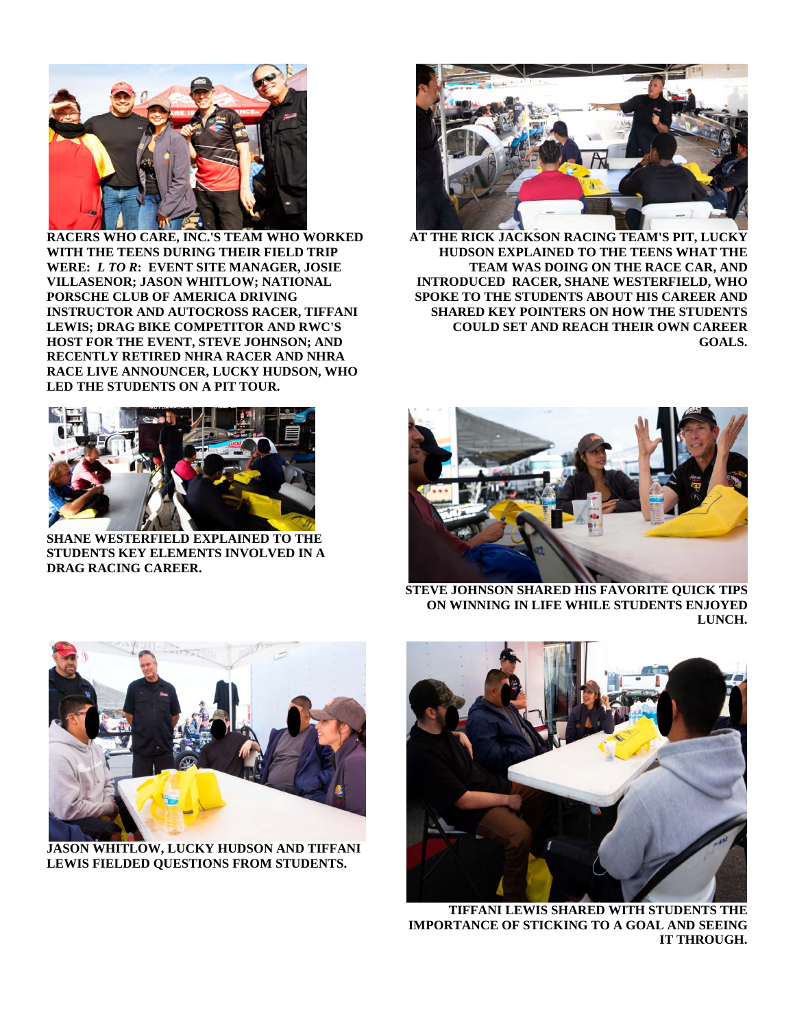RACERS WHO CARE, INC.'S TEAM WHO WORKED WITH THE TEENS DURING THEIR FIELD TRIP WERE: *L TO R*: EVENT SITE MANAGER, JOSIE VILLASENOR; JASON WHITLOW; NATIONAL PORSCHE CLUB OF AMERICA DRIVING INSTRUCTOR AND AUTOCROSS RACER, TIFFANI LEWIS; DRAG BIKE COMPETITOR AND RWC'S HOST FOR THE EVENT, STEVE JOHNSON; AND RECENTLY RETIRED NHRA RACER AND NHRA RACE LIVE ANNOUNCER, LUCKY HUDSON, WHO LED THE STUDENTS ON A PIT TOUR.

AT THE RICK JACKSON RACING TEAM'S PIT, LUCKY HUDSON EXPLAINED TO THE TEENS WHAT THE TEAM WAS DOING ON THE RACE CAR, AND INTRODUCED RACER, SHANE WESTERFIELD, WHO SPOKE TO THE STUDENTS ABOUT HIS CAREER AND SHARED KEY POINTERS ON HOW THE STUDENTS COULD SET AND REACH THEIR OWN CAREER GOALS.

SHANE WESTERFIELD EXPLAINED TO THE STUDENTS KEY ELEMENTS INVOLVED IN A DRAG RACING CAREER.

STEVE JOHNSON SHARED HIS FAVORITE QUICK TIPS ON WINNING IN LIFE WHILE STUDENTS ENJOYED LUNCH.

JASON WHITLOW, LUCKY HUDSON AND TIFFANI LEWIS FIELDED QUESTIONS FROM STUDENTS.

TIFFANI LEWIS SHARED WITH STUDENTS THE IMPORTANCE OF STICKING TO A GOAL AND SEEING IT THROUGH.